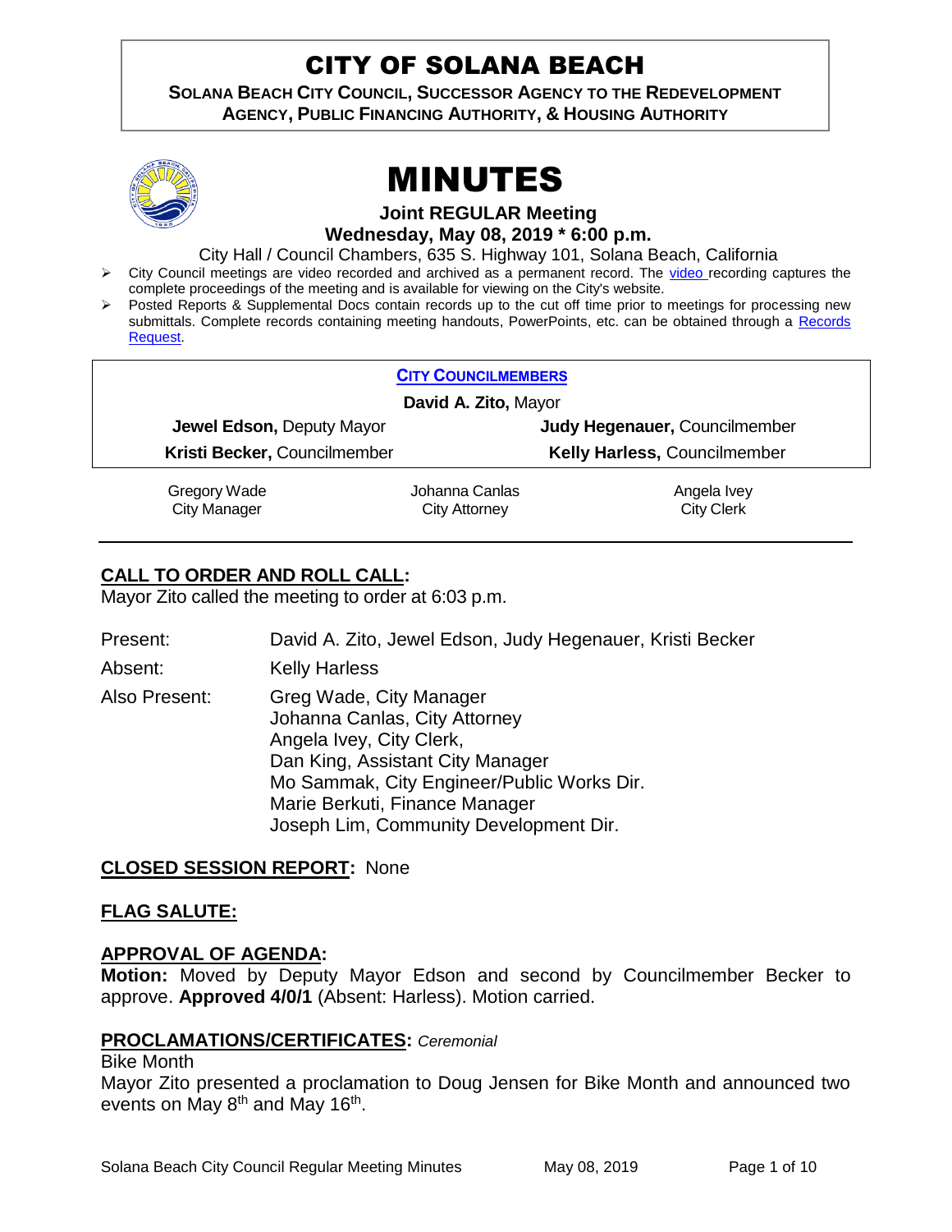# CITY OF SOLANA BEACH

**SOLANA BEACH CITY COUNCIL, SUCCESSOR AGENCY TO THE REDEVELOPMENT AGENCY, PUBLIC FINANCING AUTHORITY, & HOUSING AUTHORITY**

# MINUTES

**Joint REGULAR Meeting**
**Wednesday, May 08, 2019 * 6:00 p.m.**

City Hall / Council Chambers, 635 S. Highway 101, Solana Beach, California

- City Council meetings are video recorded and archived as a permanent record. The video recording captures the complete proceedings of the meeting and is available for viewing on the City's website.
- Posted Reports & Supplemental Docs contain records up to the cut off time prior to meetings for processing new submittals. Complete records containing meeting handouts, PowerPoints, etc. can be obtained through a Records Request.

**CITY COUNCILMEMBERS**

**David A. Zito,** Mayor

| | |
|---|---|
| **Jewel Edson,** Deputy Mayor | **Judy Hegenauer,** Councilmember |
| **Kristi Becker,** Councilmember | **Kelly Harless,** Councilmember |

| | | |
|---|---|---|
| Gregory Wade<br>City Manager | Johanna Canlas<br>City Attorney | Angela Ivey<br>City Clerk |

## CALL TO ORDER AND ROLL CALL:

Mayor Zito called the meeting to order at 6:03 p.m.

Present: David A. Zito, Jewel Edson, Judy Hegenauer, Kristi Becker

Absent: Kelly Harless

Also Present: Greg Wade, City Manager
Johanna Canlas, City Attorney
Angela Ivey, City Clerk,
Dan King, Assistant City Manager
Mo Sammak, City Engineer/Public Works Dir.
Marie Berkuti, Finance Manager
Joseph Lim, Community Development Dir.

## CLOSED SESSION REPORT: None

## FLAG SALUTE:

## APPROVAL OF AGENDA:

**Motion:** Moved by Deputy Mayor Edson and second by Councilmember Becker to approve. **Approved 4/0/1** (Absent: Harless). Motion carried.

## PROCLAMATIONS/CERTIFICATES: *Ceremonial*

Bike Month

Mayor Zito presented a proclamation to Doug Jensen for Bike Month and announced two events on May 8th and May 16th.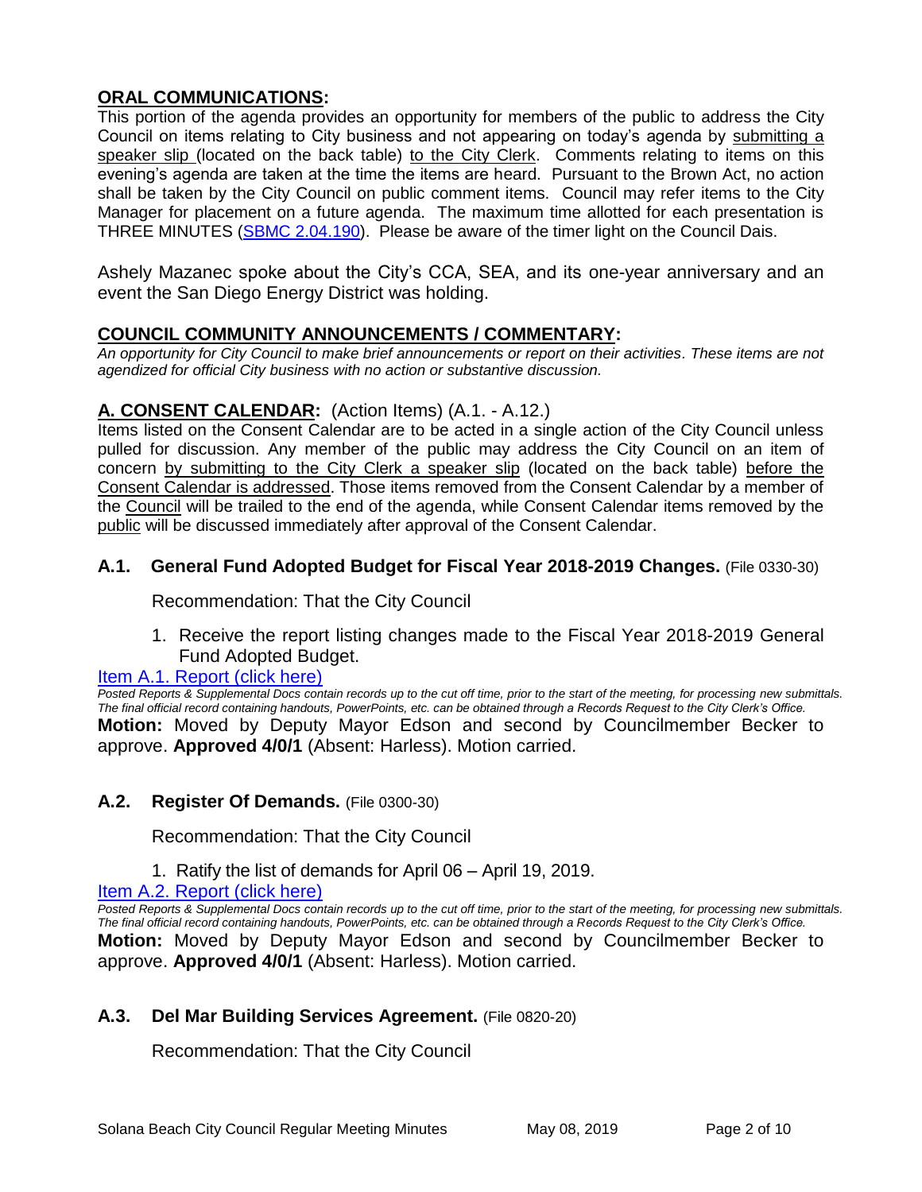## ORAL COMMUNICATIONS:

This portion of the agenda provides an opportunity for members of the public to address the City Council on items relating to City business and not appearing on today's agenda by submitting a speaker slip (located on the back table) to the City Clerk. Comments relating to items on this evening's agenda are taken at the time the items are heard. Pursuant to the Brown Act, no action shall be taken by the City Council on public comment items. Council may refer items to the City Manager for placement on a future agenda. The maximum time allotted for each presentation is THREE MINUTES (SBMC 2.04.190). Please be aware of the timer light on the Council Dais.

Ashely Mazanec spoke about the City's CCA, SEA, and its one-year anniversary and an event the San Diego Energy District was holding.

## COUNCIL COMMUNITY ANNOUNCEMENTS / COMMENTARY:

*An opportunity for City Council to make brief announcements or report on their activities. These items are not agendized for official City business with no action or substantive discussion.*

## A. CONSENT CALENDAR: (Action Items) (A.1. - A.12.)

Items listed on the Consent Calendar are to be acted in a single action of the City Council unless pulled for discussion. Any member of the public may address the City Council on an item of concern by submitting to the City Clerk a speaker slip (located on the back table) before the Consent Calendar is addressed. Those items removed from the Consent Calendar by a member of the Council will be trailed to the end of the agenda, while Consent Calendar items removed by the public will be discussed immediately after approval of the Consent Calendar.

### A.1. General Fund Adopted Budget for Fiscal Year 2018-2019 Changes. (File 0330-30)

Recommendation: That the City Council

1. Receive the report listing changes made to the Fiscal Year 2018-2019 General Fund Adopted Budget.

Item A.1. Report (click here)

*Posted Reports & Supplemental Docs contain records up to the cut off time, prior to the start of the meeting, for processing new submittals. The final official record containing handouts, PowerPoints, etc. can be obtained through a Records Request to the City Clerk's Office.*

**Motion:** Moved by Deputy Mayor Edson and second by Councilmember Becker to approve. **Approved 4/0/1** (Absent: Harless). Motion carried.

### A.2. Register Of Demands. (File 0300-30)

Recommendation: That the City Council

1. Ratify the list of demands for April 06 – April 19, 2019.

Item A.2. Report (click here)

*Posted Reports & Supplemental Docs contain records up to the cut off time, prior to the start of the meeting, for processing new submittals. The final official record containing handouts, PowerPoints, etc. can be obtained through a Records Request to the City Clerk's Office.*

**Motion:** Moved by Deputy Mayor Edson and second by Councilmember Becker to approve. **Approved 4/0/1** (Absent: Harless). Motion carried.

### A.3. Del Mar Building Services Agreement. (File 0820-20)

Recommendation: That the City Council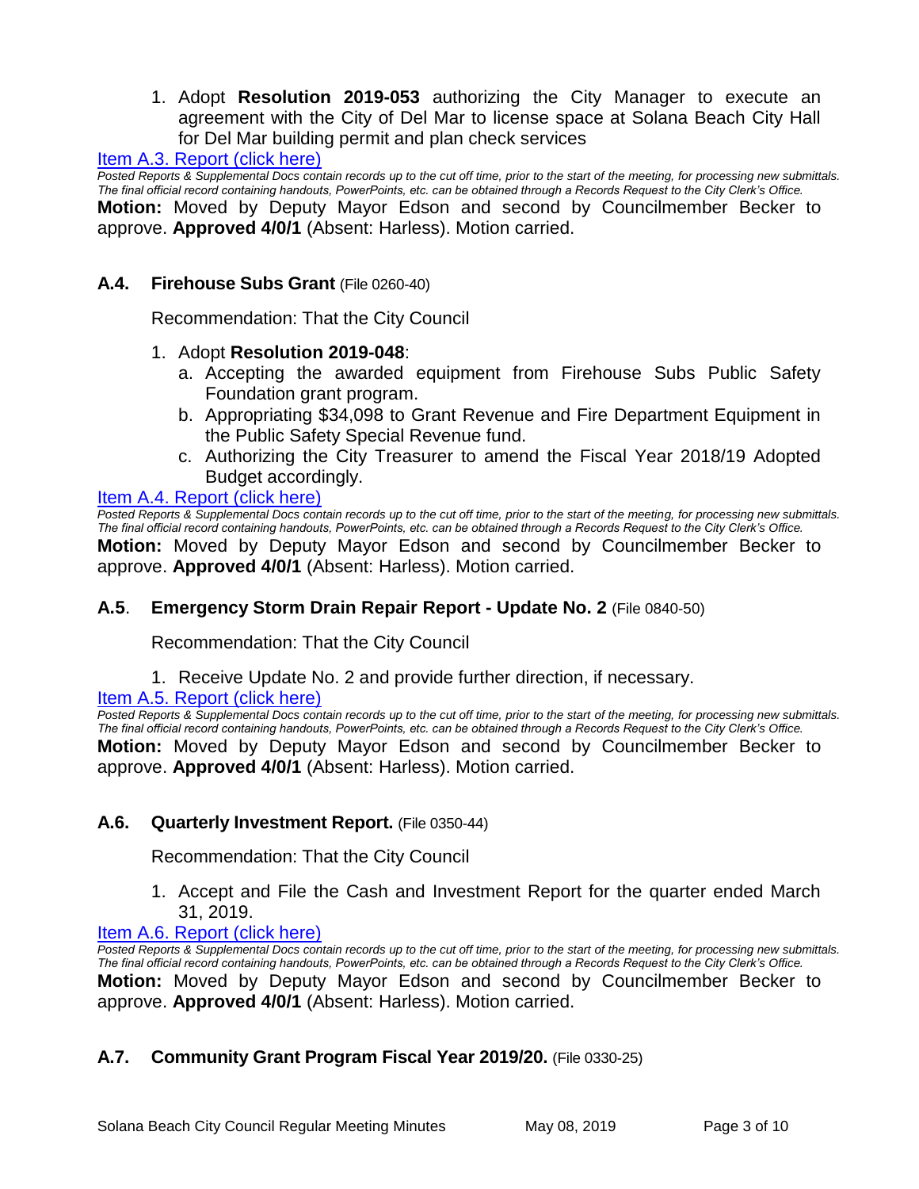1. Adopt **Resolution 2019-053** authorizing the City Manager to execute an agreement with the City of Del Mar to license space at Solana Beach City Hall for Del Mar building permit and plan check services

Item A.3. Report (click here)

*Posted Reports & Supplemental Docs contain records up to the cut off time, prior to the start of the meeting, for processing new submittals. The final official record containing handouts, PowerPoints, etc. can be obtained through a Records Request to the City Clerk's Office.*

**Motion:** Moved by Deputy Mayor Edson and second by Councilmember Becker to approve. **Approved 4/0/1** (Absent: Harless). Motion carried.

### A.4. Firehouse Subs Grant (File 0260-40)

Recommendation: That the City Council

1. Adopt **Resolution 2019-048**:
   a. Accepting the awarded equipment from Firehouse Subs Public Safety Foundation grant program.
   b. Appropriating $34,098 to Grant Revenue and Fire Department Equipment in the Public Safety Special Revenue fund.
   c. Authorizing the City Treasurer to amend the Fiscal Year 2018/19 Adopted Budget accordingly.

Item A.4. Report (click here)

*Posted Reports & Supplemental Docs contain records up to the cut off time, prior to the start of the meeting, for processing new submittals. The final official record containing handouts, PowerPoints, etc. can be obtained through a Records Request to the City Clerk's Office.*

**Motion:** Moved by Deputy Mayor Edson and second by Councilmember Becker to approve. **Approved 4/0/1** (Absent: Harless). Motion carried.

### A.5. Emergency Storm Drain Repair Report - Update No. 2 (File 0840-50)

Recommendation: That the City Council

1. Receive Update No. 2 and provide further direction, if necessary.

Item A.5. Report (click here)

*Posted Reports & Supplemental Docs contain records up to the cut off time, prior to the start of the meeting, for processing new submittals. The final official record containing handouts, PowerPoints, etc. can be obtained through a Records Request to the City Clerk's Office.*

**Motion:** Moved by Deputy Mayor Edson and second by Councilmember Becker to approve. **Approved 4/0/1** (Absent: Harless). Motion carried.

### A.6. Quarterly Investment Report. (File 0350-44)

Recommendation: That the City Council

1. Accept and File the Cash and Investment Report for the quarter ended March 31, 2019.

Item A.6. Report (click here)

*Posted Reports & Supplemental Docs contain records up to the cut off time, prior to the start of the meeting, for processing new submittals. The final official record containing handouts, PowerPoints, etc. can be obtained through a Records Request to the City Clerk's Office.*

**Motion:** Moved by Deputy Mayor Edson and second by Councilmember Becker to approve. **Approved 4/0/1** (Absent: Harless). Motion carried.

### A.7. Community Grant Program Fiscal Year 2019/20. (File 0330-25)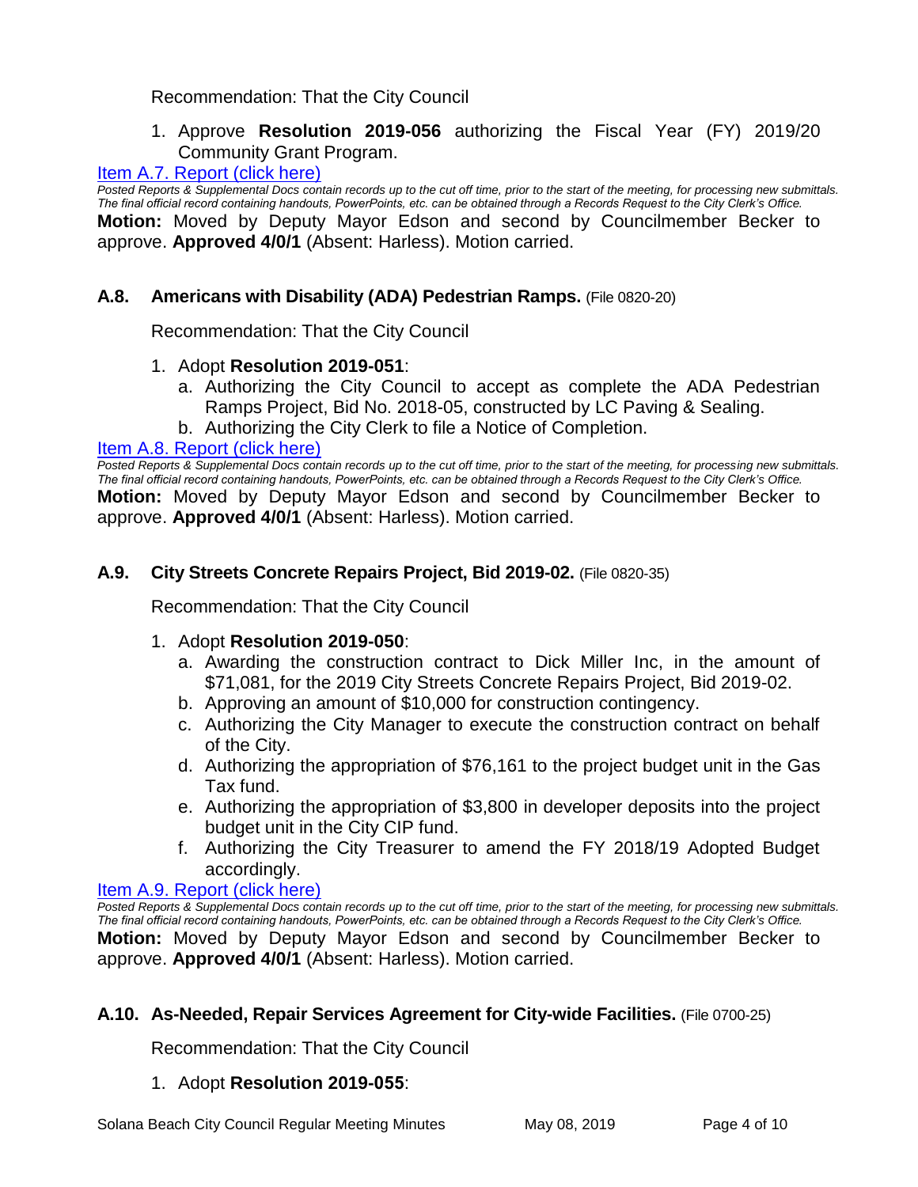Recommendation: That the City Council

1. Approve **Resolution 2019-056** authorizing the Fiscal Year (FY) 2019/20 Community Grant Program.

[Item A.7. Report (click here)]

*Posted Reports & Supplemental Docs contain records up to the cut off time, prior to the start of the meeting, for processing new submittals. The final official record containing handouts, PowerPoints, etc. can be obtained through a Records Request to the City Clerk's Office.*

**Motion:** Moved by Deputy Mayor Edson and second by Councilmember Becker to approve. **Approved 4/0/1** (Absent: Harless). Motion carried.

### A.8. Americans with Disability (ADA) Pedestrian Ramps. (File 0820-20)

Recommendation: That the City Council

1. Adopt **Resolution 2019-051**:
   a. Authorizing the City Council to accept as complete the ADA Pedestrian Ramps Project, Bid No. 2018-05, constructed by LC Paving & Sealing.
   b. Authorizing the City Clerk to file a Notice of Completion.

[Item A.8. Report (click here)]

*Posted Reports & Supplemental Docs contain records up to the cut off time, prior to the start of the meeting, for processing new submittals. The final official record containing handouts, PowerPoints, etc. can be obtained through a Records Request to the City Clerk's Office.*

**Motion:** Moved by Deputy Mayor Edson and second by Councilmember Becker to approve. **Approved 4/0/1** (Absent: Harless). Motion carried.

### A.9. City Streets Concrete Repairs Project, Bid 2019-02. (File 0820-35)

Recommendation: That the City Council

1. Adopt **Resolution 2019-050**:
   a. Awarding the construction contract to Dick Miller Inc, in the amount of $71,081, for the 2019 City Streets Concrete Repairs Project, Bid 2019-02.
   b. Approving an amount of $10,000 for construction contingency.
   c. Authorizing the City Manager to execute the construction contract on behalf of the City.
   d. Authorizing the appropriation of $76,161 to the project budget unit in the Gas Tax fund.
   e. Authorizing the appropriation of $3,800 in developer deposits into the project budget unit in the City CIP fund.
   f. Authorizing the City Treasurer to amend the FY 2018/19 Adopted Budget accordingly.

[Item A.9. Report (click here)]

*Posted Reports & Supplemental Docs contain records up to the cut off time, prior to the start of the meeting, for processing new submittals. The final official record containing handouts, PowerPoints, etc. can be obtained through a Records Request to the City Clerk's Office.*

**Motion:** Moved by Deputy Mayor Edson and second by Councilmember Becker to approve. **Approved 4/0/1** (Absent: Harless). Motion carried.

### A.10. As-Needed, Repair Services Agreement for City-wide Facilities. (File 0700-25)

Recommendation: That the City Council

1. Adopt **Resolution 2019-055**: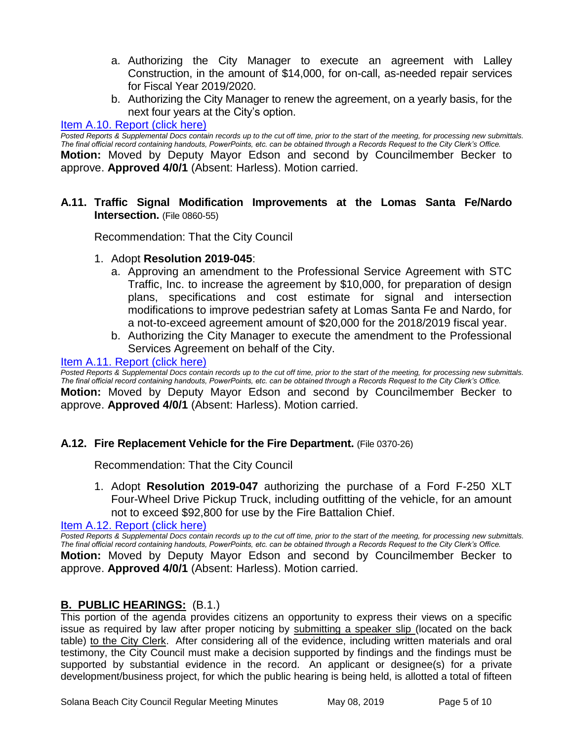a. Authorizing the City Manager to execute an agreement with Lalley Construction, in the amount of $14,000, for on-call, as-needed repair services for Fiscal Year 2019/2020.
   b. Authorizing the City Manager to renew the agreement, on a yearly basis, for the next four years at the City's option.

[Item A.10. Report (click here)]

*Posted Reports & Supplemental Docs contain records up to the cut off time, prior to the start of the meeting, for processing new submittals. The final official record containing handouts, PowerPoints, etc. can be obtained through a Records Request to the City Clerk's Office.*

**Motion:** Moved by Deputy Mayor Edson and second by Councilmember Becker to approve. **Approved 4/0/1** (Absent: Harless). Motion carried.

### A.11. Traffic Signal Modification Improvements at the Lomas Santa Fe/Nardo Intersection. (File 0860-55)

Recommendation: That the City Council

1. Adopt **Resolution 2019-045**:
   a. Approving an amendment to the Professional Service Agreement with STC Traffic, Inc. to increase the agreement by $10,000, for preparation of design plans, specifications and cost estimate for signal and intersection modifications to improve pedestrian safety at Lomas Santa Fe and Nardo, for a not-to-exceed agreement amount of $20,000 for the 2018/2019 fiscal year.
   b. Authorizing the City Manager to execute the amendment to the Professional Services Agreement on behalf of the City.

[Item A.11. Report (click here)]

*Posted Reports & Supplemental Docs contain records up to the cut off time, prior to the start of the meeting, for processing new submittals. The final official record containing handouts, PowerPoints, etc. can be obtained through a Records Request to the City Clerk's Office.*

**Motion:** Moved by Deputy Mayor Edson and second by Councilmember Becker to approve. **Approved 4/0/1** (Absent: Harless). Motion carried.

### A.12. Fire Replacement Vehicle for the Fire Department. (File 0370-26)

Recommendation: That the City Council

1. Adopt **Resolution 2019-047** authorizing the purchase of a Ford F-250 XLT Four-Wheel Drive Pickup Truck, including outfitting of the vehicle, for an amount not to exceed $92,800 for use by the Fire Battalion Chief.

[Item A.12. Report (click here)]

*Posted Reports & Supplemental Docs contain records up to the cut off time, prior to the start of the meeting, for processing new submittals. The final official record containing handouts, PowerPoints, etc. can be obtained through a Records Request to the City Clerk's Office.*

**Motion:** Moved by Deputy Mayor Edson and second by Councilmember Becker to approve. **Approved 4/0/1** (Absent: Harless). Motion carried.

## B. PUBLIC HEARINGS: (B.1.)

This portion of the agenda provides citizens an opportunity to express their views on a specific issue as required by law after proper noticing by submitting a speaker slip (located on the back table) to the City Clerk. After considering all of the evidence, including written materials and oral testimony, the City Council must make a decision supported by findings and the findings must be supported by substantial evidence in the record. An applicant or designee(s) for a private development/business project, for which the public hearing is being held, is allotted a total of fifteen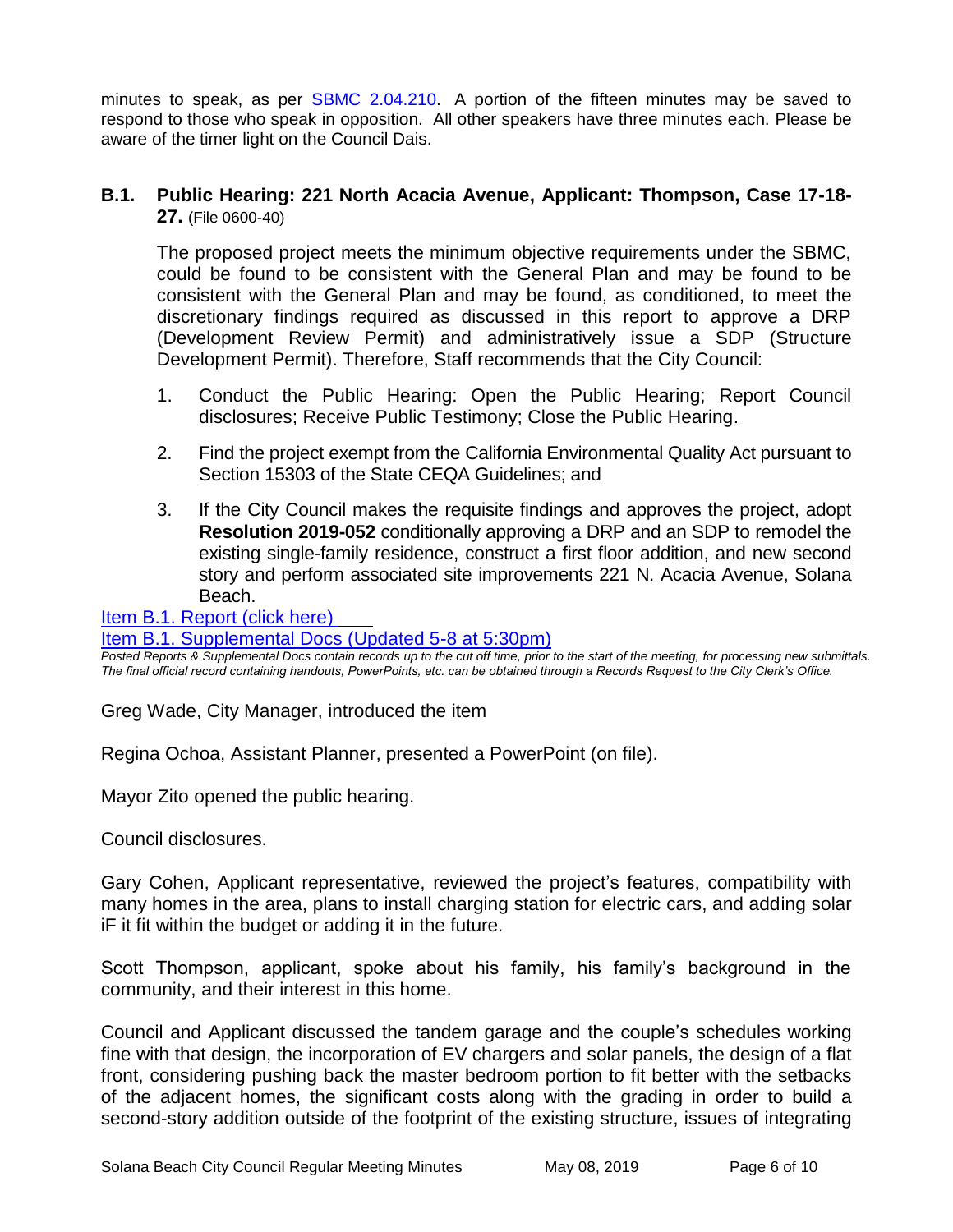minutes to speak, as per SBMC 2.04.210. A portion of the fifteen minutes may be saved to respond to those who speak in opposition. All other speakers have three minutes each. Please be aware of the timer light on the Council Dais.

**B.1. Public Hearing: 221 North Acacia Avenue, Applicant: Thompson, Case 17-18-27.** (File 0600-40)

The proposed project meets the minimum objective requirements under the SBMC, could be found to be consistent with the General Plan and may be found to be consistent with the General Plan and may be found, as conditioned, to meet the discretionary findings required as discussed in this report to approve a DRP (Development Review Permit) and administratively issue a SDP (Structure Development Permit). Therefore, Staff recommends that the City Council:

1. Conduct the Public Hearing: Open the Public Hearing; Report Council disclosures; Receive Public Testimony; Close the Public Hearing.

2. Find the project exempt from the California Environmental Quality Act pursuant to Section 15303 of the State CEQA Guidelines; and

3. If the City Council makes the requisite findings and approves the project, adopt **Resolution 2019-052** conditionally approving a DRP and an SDP to remodel the existing single-family residence, construct a first floor addition, and new second story and perform associated site improvements 221 N. Acacia Avenue, Solana Beach.

Item B.1. Report (click here)

Item B.1. Supplemental Docs (Updated 5-8 at 5:30pm)

*Posted Reports & Supplemental Docs contain records up to the cut off time, prior to the start of the meeting, for processing new submittals. The final official record containing handouts, PowerPoints, etc. can be obtained through a Records Request to the City Clerk's Office.*

Greg Wade, City Manager, introduced the item

Regina Ochoa, Assistant Planner, presented a PowerPoint (on file).

Mayor Zito opened the public hearing.

Council disclosures.

Gary Cohen, Applicant representative, reviewed the project's features, compatibility with many homes in the area, plans to install charging station for electric cars, and adding solar iF it fit within the budget or adding it in the future.

Scott Thompson, applicant, spoke about his family, his family's background in the community, and their interest in this home.

Council and Applicant discussed the tandem garage and the couple's schedules working fine with that design, the incorporation of EV chargers and solar panels, the design of a flat front, considering pushing back the master bedroom portion to fit better with the setbacks of the adjacent homes, the significant costs along with the grading in order to build a second-story addition outside of the footprint of the existing structure, issues of integrating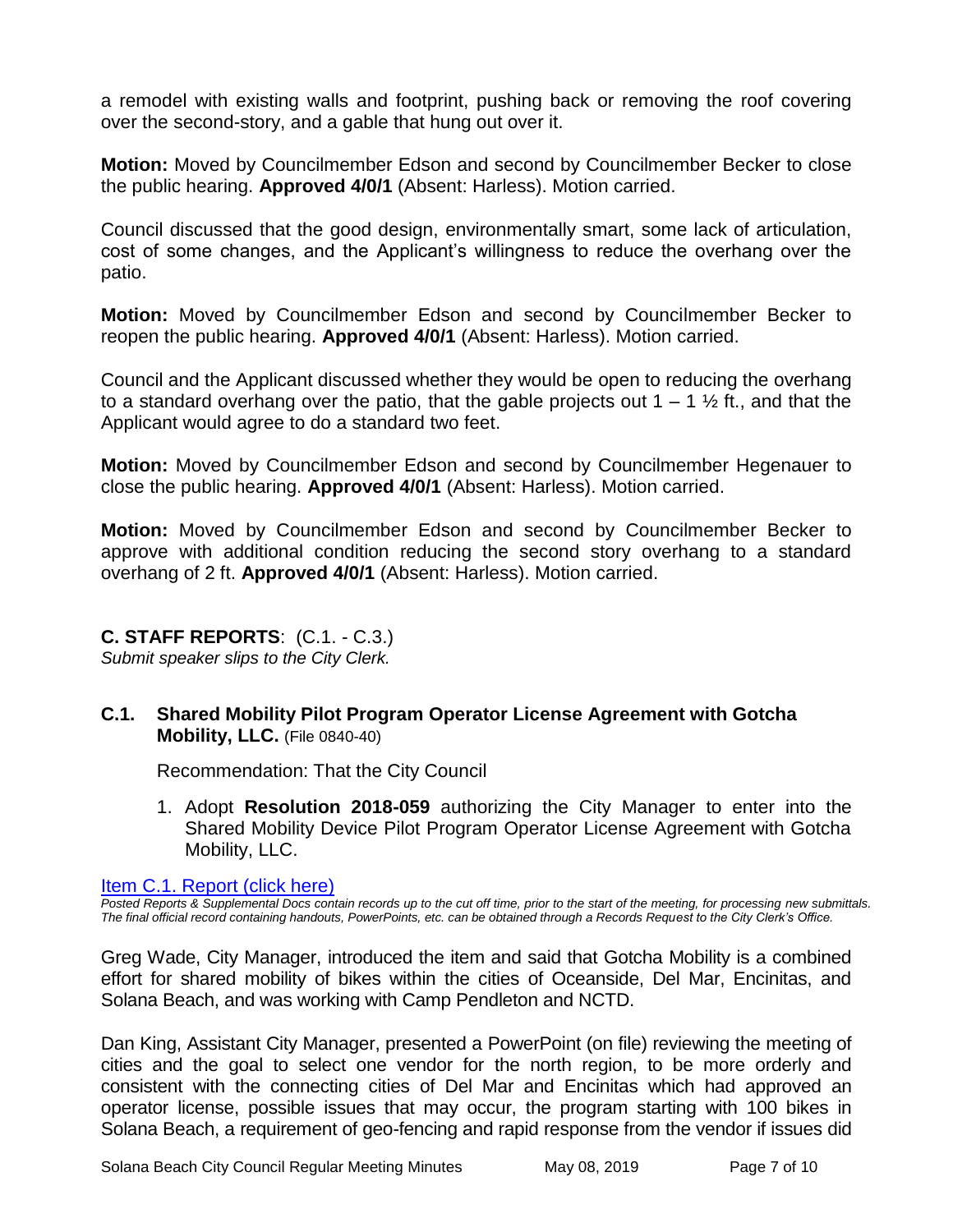a remodel with existing walls and footprint, pushing back or removing the roof covering over the second-story, and a gable that hung out over it.

**Motion:** Moved by Councilmember Edson and second by Councilmember Becker to close the public hearing. **Approved 4/0/1** (Absent: Harless). Motion carried.

Council discussed that the good design, environmentally smart, some lack of articulation, cost of some changes, and the Applicant's willingness to reduce the overhang over the patio.

**Motion:** Moved by Councilmember Edson and second by Councilmember Becker to reopen the public hearing. **Approved 4/0/1** (Absent: Harless). Motion carried.

Council and the Applicant discussed whether they would be open to reducing the overhang to a standard overhang over the patio, that the gable projects out 1 – 1 ½ ft., and that the Applicant would agree to do a standard two feet.

**Motion:** Moved by Councilmember Edson and second by Councilmember Hegenauer to close the public hearing. **Approved 4/0/1** (Absent: Harless). Motion carried.

**Motion:** Moved by Councilmember Edson and second by Councilmember Becker to approve with additional condition reducing the second story overhang to a standard overhang of 2 ft. **Approved 4/0/1** (Absent: Harless). Motion carried.

## C. STAFF REPORTS: (C.1. - C.3.)

*Submit speaker slips to the City Clerk.*

### C.1. Shared Mobility Pilot Program Operator License Agreement with Gotcha Mobility, LLC. (File 0840-40)

Recommendation: That the City Council

1. Adopt **Resolution 2018-059** authorizing the City Manager to enter into the Shared Mobility Device Pilot Program Operator License Agreement with Gotcha Mobility, LLC.

Item C.1. Report (click here)

*Posted Reports & Supplemental Docs contain records up to the cut off time, prior to the start of the meeting, for processing new submittals. The final official record containing handouts, PowerPoints, etc. can be obtained through a Records Request to the City Clerk's Office.*

Greg Wade, City Manager, introduced the item and said that Gotcha Mobility is a combined effort for shared mobility of bikes within the cities of Oceanside, Del Mar, Encinitas, and Solana Beach, and was working with Camp Pendleton and NCTD.

Dan King, Assistant City Manager, presented a PowerPoint (on file) reviewing the meeting of cities and the goal to select one vendor for the north region, to be more orderly and consistent with the connecting cities of Del Mar and Encinitas which had approved an operator license, possible issues that may occur, the program starting with 100 bikes in Solana Beach, a requirement of geo-fencing and rapid response from the vendor if issues did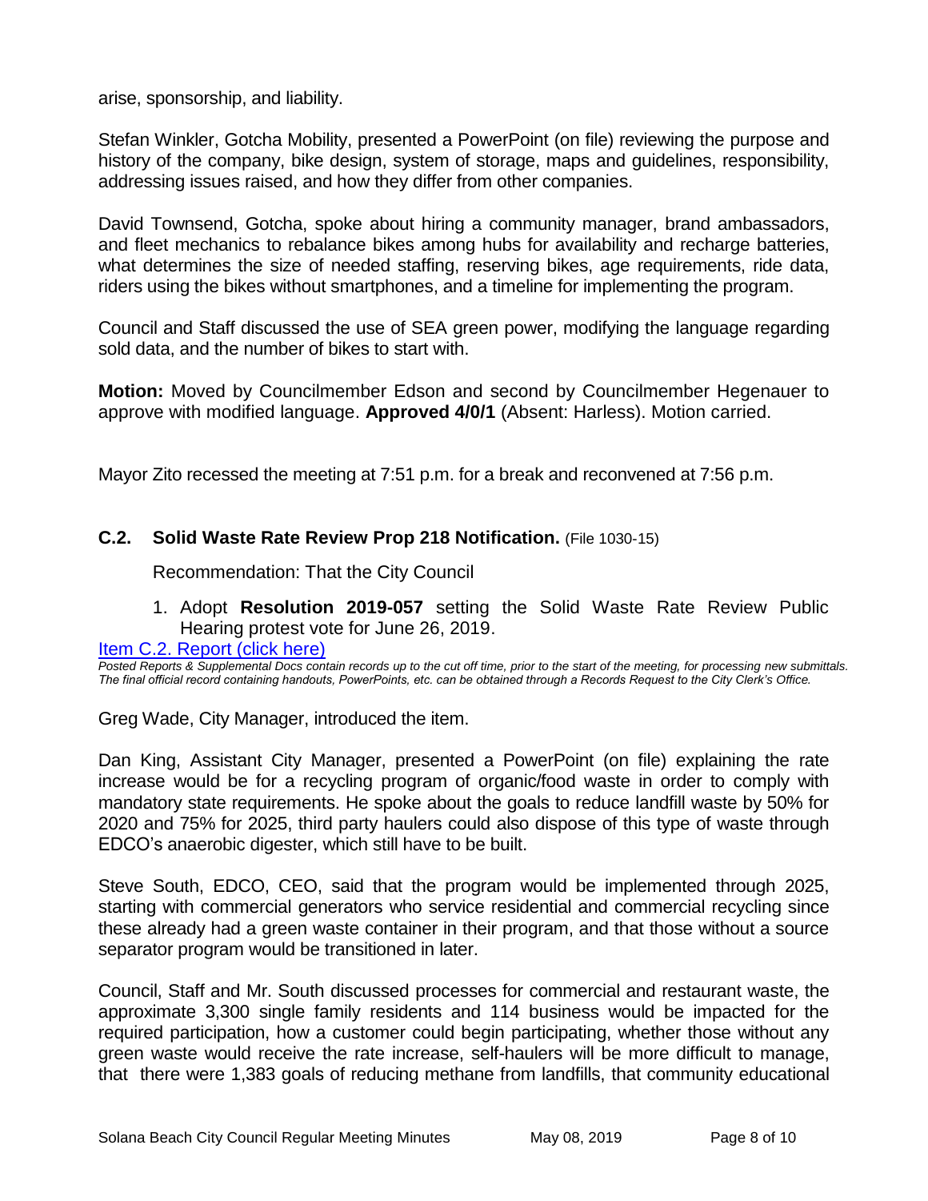arise, sponsorship, and liability.

Stefan Winkler, Gotcha Mobility, presented a PowerPoint (on file) reviewing the purpose and history of the company, bike design, system of storage, maps and guidelines, responsibility, addressing issues raised, and how they differ from other companies.

David Townsend, Gotcha, spoke about hiring a community manager, brand ambassadors, and fleet mechanics to rebalance bikes among hubs for availability and recharge batteries, what determines the size of needed staffing, reserving bikes, age requirements, ride data, riders using the bikes without smartphones, and a timeline for implementing the program.

Council and Staff discussed the use of SEA green power, modifying the language regarding sold data, and the number of bikes to start with.

**Motion:** Moved by Councilmember Edson and second by Councilmember Hegenauer to approve with modified language. **Approved 4/0/1** (Absent: Harless). Motion carried.

Mayor Zito recessed the meeting at 7:51 p.m. for a break and reconvened at 7:56 p.m.

### C.2. Solid Waste Rate Review Prop 218 Notification. (File 1030-15)

Recommendation: That the City Council

1. Adopt **Resolution 2019-057** setting the Solid Waste Rate Review Public Hearing protest vote for June 26, 2019.

[Item C.2. Report (click here)]

*Posted Reports & Supplemental Docs contain records up to the cut off time, prior to the start of the meeting, for processing new submittals. The final official record containing handouts, PowerPoints, etc. can be obtained through a Records Request to the City Clerk's Office.*

Greg Wade, City Manager, introduced the item.

Dan King, Assistant City Manager, presented a PowerPoint (on file) explaining the rate increase would be for a recycling program of organic/food waste in order to comply with mandatory state requirements. He spoke about the goals to reduce landfill waste by 50% for 2020 and 75% for 2025, third party haulers could also dispose of this type of waste through EDCO's anaerobic digester, which still have to be built.

Steve South, EDCO, CEO, said that the program would be implemented through 2025, starting with commercial generators who service residential and commercial recycling since these already had a green waste container in their program, and that those without a source separator program would be transitioned in later.

Council, Staff and Mr. South discussed processes for commercial and restaurant waste, the approximate 3,300 single family residents and 114 business would be impacted for the required participation, how a customer could begin participating, whether those without any green waste would receive the rate increase, self-haulers will be more difficult to manage, that there were 1,383 goals of reducing methane from landfills, that community educational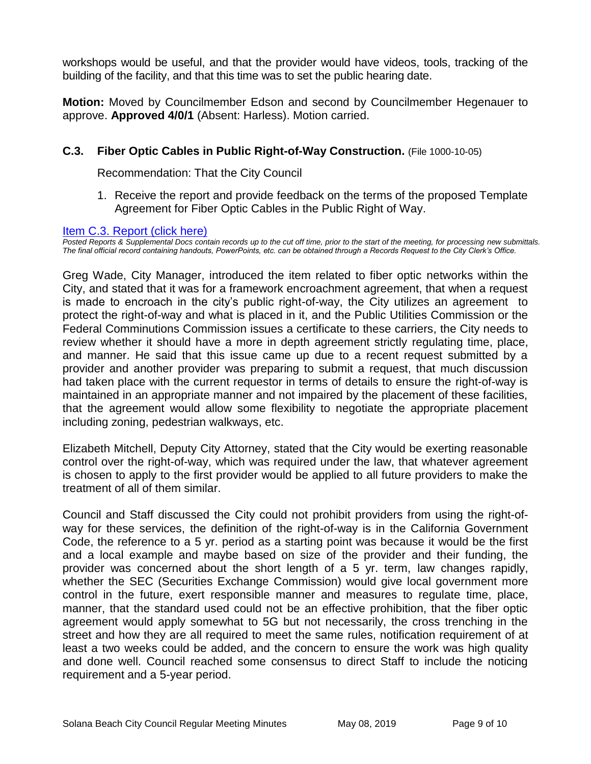workshops would be useful, and that the provider would have videos, tools, tracking of the building of the facility, and that this time was to set the public hearing date.

**Motion:** Moved by Councilmember Edson and second by Councilmember Hegenauer to approve. **Approved 4/0/1** (Absent: Harless). Motion carried.

### C.3. Fiber Optic Cables in Public Right-of-Way Construction. (File 1000-10-05)

Recommendation: That the City Council

1. Receive the report and provide feedback on the terms of the proposed Template Agreement for Fiber Optic Cables in the Public Right of Way.

Item C.3. Report (click here)

*Posted Reports & Supplemental Docs contain records up to the cut off time, prior to the start of the meeting, for processing new submittals. The final official record containing handouts, PowerPoints, etc. can be obtained through a Records Request to the City Clerk's Office.*

Greg Wade, City Manager, introduced the item related to fiber optic networks within the City, and stated that it was for a framework encroachment agreement, that when a request is made to encroach in the city's public right-of-way, the City utilizes an agreement to protect the right-of-way and what is placed in it, and the Public Utilities Commission or the Federal Comminutions Commission issues a certificate to these carriers, the City needs to review whether it should have a more in depth agreement strictly regulating time, place, and manner. He said that this issue came up due to a recent request submitted by a provider and another provider was preparing to submit a request, that much discussion had taken place with the current requestor in terms of details to ensure the right-of-way is maintained in an appropriate manner and not impaired by the placement of these facilities, that the agreement would allow some flexibility to negotiate the appropriate placement including zoning, pedestrian walkways, etc.

Elizabeth Mitchell, Deputy City Attorney, stated that the City would be exerting reasonable control over the right-of-way, which was required under the law, that whatever agreement is chosen to apply to the first provider would be applied to all future providers to make the treatment of all of them similar.

Council and Staff discussed the City could not prohibit providers from using the right-of-way for these services, the definition of the right-of-way is in the California Government Code, the reference to a 5 yr. period as a starting point was because it would be the first and a local example and maybe based on size of the provider and their funding, the provider was concerned about the short length of a 5 yr. term, law changes rapidly, whether the SEC (Securities Exchange Commission) would give local government more control in the future, exert responsible manner and measures to regulate time, place, manner, that the standard used could not be an effective prohibition, that the fiber optic agreement would apply somewhat to 5G but not necessarily, the cross trenching in the street and how they are all required to meet the same rules, notification requirement of at least a two weeks could be added, and the concern to ensure the work was high quality and done well. Council reached some consensus to direct Staff to include the noticing requirement and a 5-year period.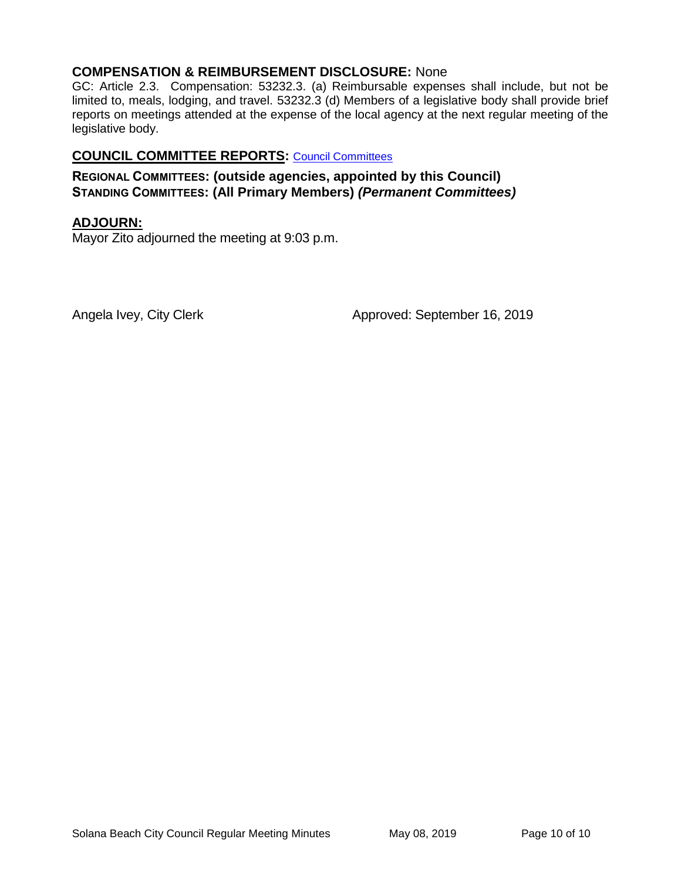**COMPENSATION & REIMBURSEMENT DISCLOSURE:** None

GC: Article 2.3. Compensation: 53232.3. (a) Reimbursable expenses shall include, but not be limited to, meals, lodging, and travel. 53232.3 (d) Members of a legislative body shall provide brief reports on meetings attended at the expense of the local agency at the next regular meeting of the legislative body.

**COUNCIL COMMITTEE REPORTS:** [Council Committees]

**REGIONAL COMMITTEES: (outside agencies, appointed by this Council)**
**STANDING COMMITTEES: (All Primary Members)** ***(Permanent Committees)***

**ADJOURN:**

Mayor Zito adjourned the meeting at 9:03 p.m.

Angela Ivey, City Clerk

Approved: September 16, 2019